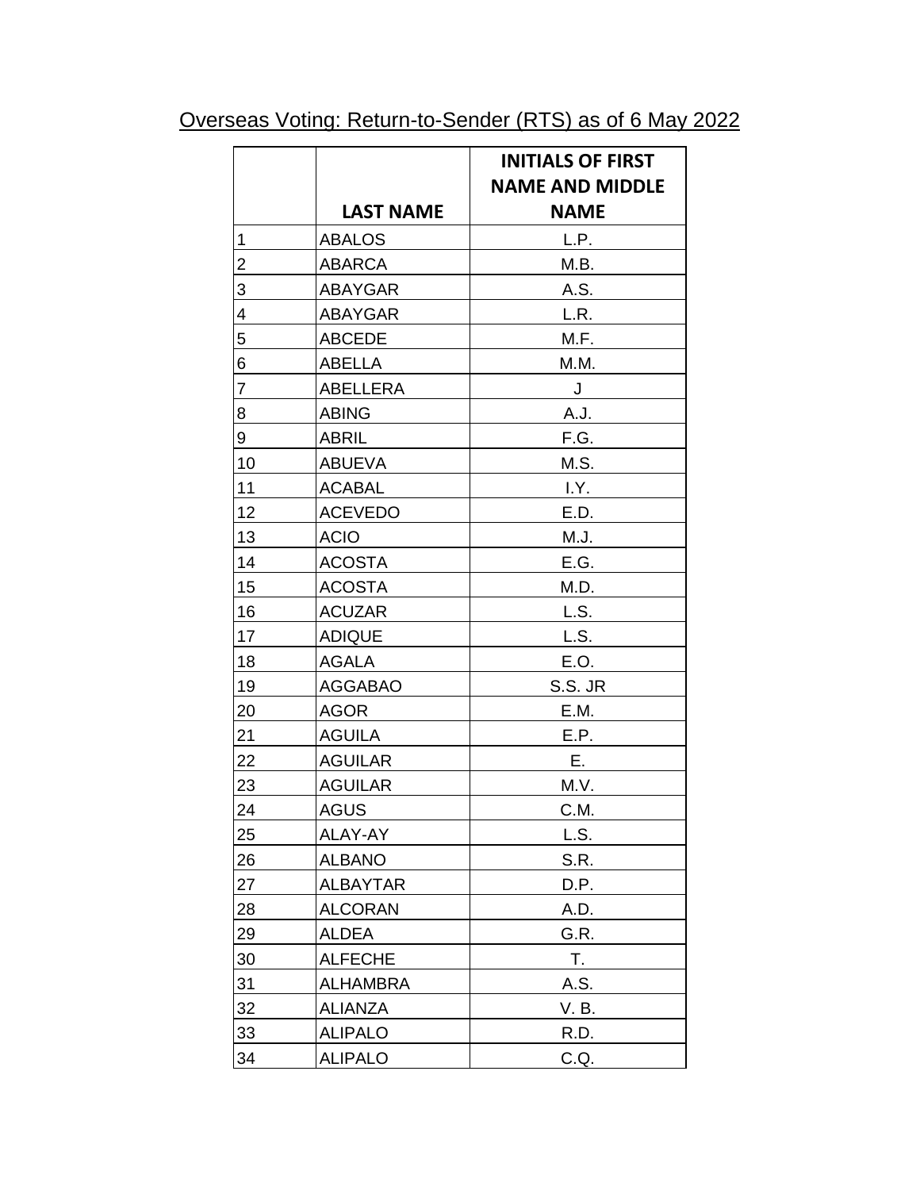Overseas Voting: Return-to-Sender (RTS) as of 6 May 2022

| | LAST NAME | INITIALS OF FIRST NAME AND MIDDLE NAME |
|---|---|---|
| 1 | ABALOS | L.P. |
| 2 | ABARCA | M.B. |
| 3 | ABAYGAR | A.S. |
| 4 | ABAYGAR | L.R. |
| 5 | ABCEDE | M.F. |
| 6 | ABELLA | M.M. |
| 7 | ABELLERA | J |
| 8 | ABING | A.J. |
| 9 | ABRIL | F.G. |
| 10 | ABUEVA | M.S. |
| 11 | ACABAL | I.Y. |
| 12 | ACEVEDO | E.D. |
| 13 | ACIO | M.J. |
| 14 | ACOSTA | E.G. |
| 15 | ACOSTA | M.D. |
| 16 | ACUZAR | L.S. |
| 17 | ADIQUE | L.S. |
| 18 | AGALA | E.O. |
| 19 | AGGABAO | S.S. JR |
| 20 | AGOR | E.M. |
| 21 | AGUILA | E.P. |
| 22 | AGUILAR | E. |
| 23 | AGUILAR | M.V. |
| 24 | AGUS | C.M. |
| 25 | ALAY-AY | L.S. |
| 26 | ALBANO | S.R. |
| 27 | ALBAYTAR | D.P. |
| 28 | ALCORAN | A.D. |
| 29 | ALDEA | G.R. |
| 30 | ALFECHE | T. |
| 31 | ALHAMBRA | A.S. |
| 32 | ALIANZA | V. B. |
| 33 | ALIPALO | R.D. |
| 34 | ALIPALO | C.Q. |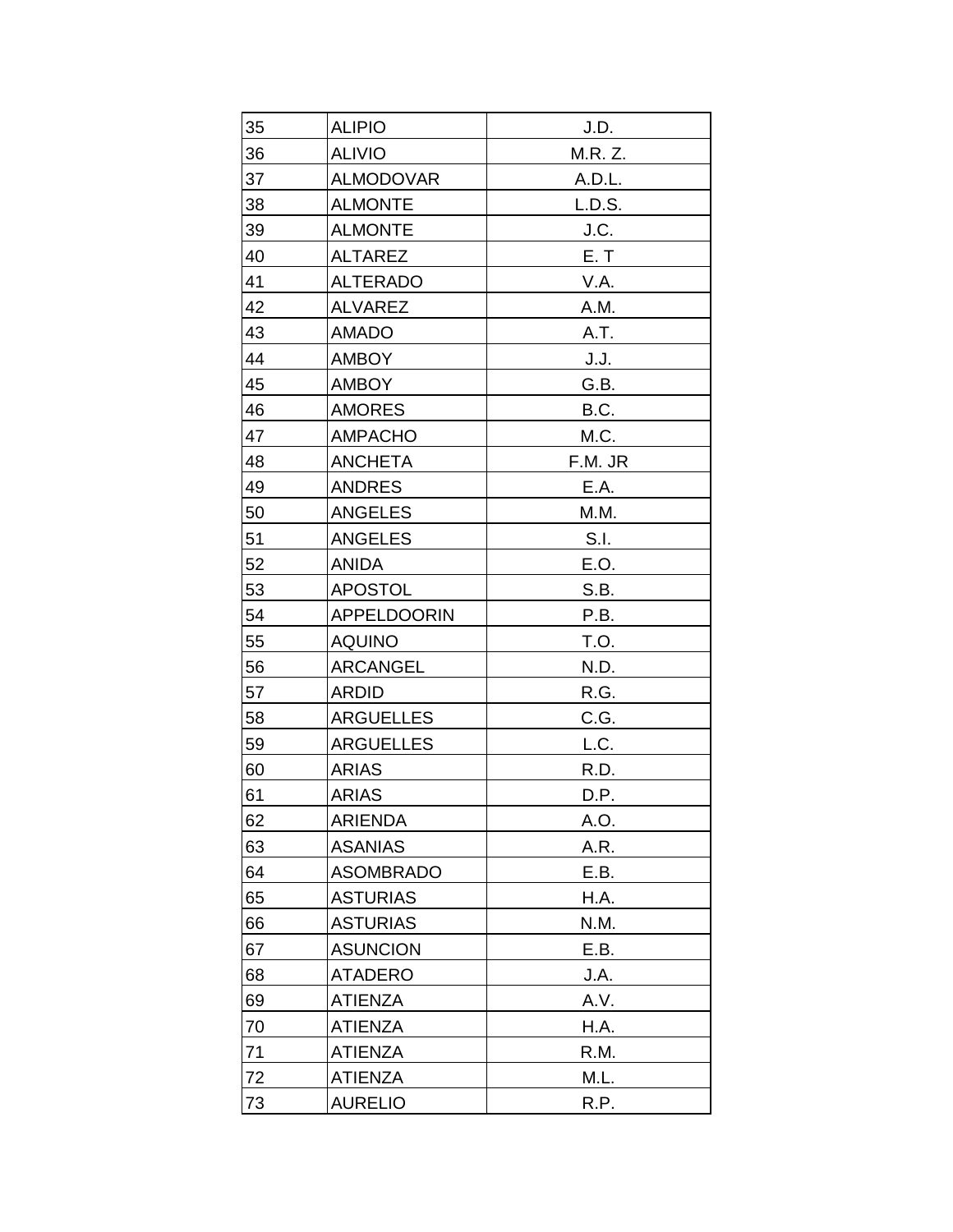| 35 | ALIPIO | J.D. |
|---|---|---|
| 36 | ALIVIO | M.R. Z. |
| 37 | ALMODOVAR | A.D.L. |
| 38 | ALMONTE | L.D.S. |
| 39 | ALMONTE | J.C. |
| 40 | ALTAREZ | E. T |
| 41 | ALTERADO | V.A. |
| 42 | ALVAREZ | A.M. |
| 43 | AMADO | A.T. |
| 44 | AMBOY | J.J. |
| 45 | AMBOY | G.B. |
| 46 | AMORES | B.C. |
| 47 | AMPACHO | M.C. |
| 48 | ANCHETA | F.M. JR |
| 49 | ANDRES | E.A. |
| 50 | ANGELES | M.M. |
| 51 | ANGELES | S.I. |
| 52 | ANIDA | E.O. |
| 53 | APOSTOL | S.B. |
| 54 | APPELDOORIN | P.B. |
| 55 | AQUINO | T.O. |
| 56 | ARCANGEL | N.D. |
| 57 | ARDID | R.G. |
| 58 | ARGUELLES | C.G. |
| 59 | ARGUELLES | L.C. |
| 60 | ARIAS | R.D. |
| 61 | ARIAS | D.P. |
| 62 | ARIENDA | A.O. |
| 63 | ASANIAS | A.R. |
| 64 | ASOMBRADO | E.B. |
| 65 | ASTURIAS | H.A. |
| 66 | ASTURIAS | N.M. |
| 67 | ASUNCION | E.B. |
| 68 | ATADERO | J.A. |
| 69 | ATIENZA | A.V. |
| 70 | ATIENZA | H.A. |
| 71 | ATIENZA | R.M. |
| 72 | ATIENZA | M.L. |
| 73 | AURELIO | R.P. |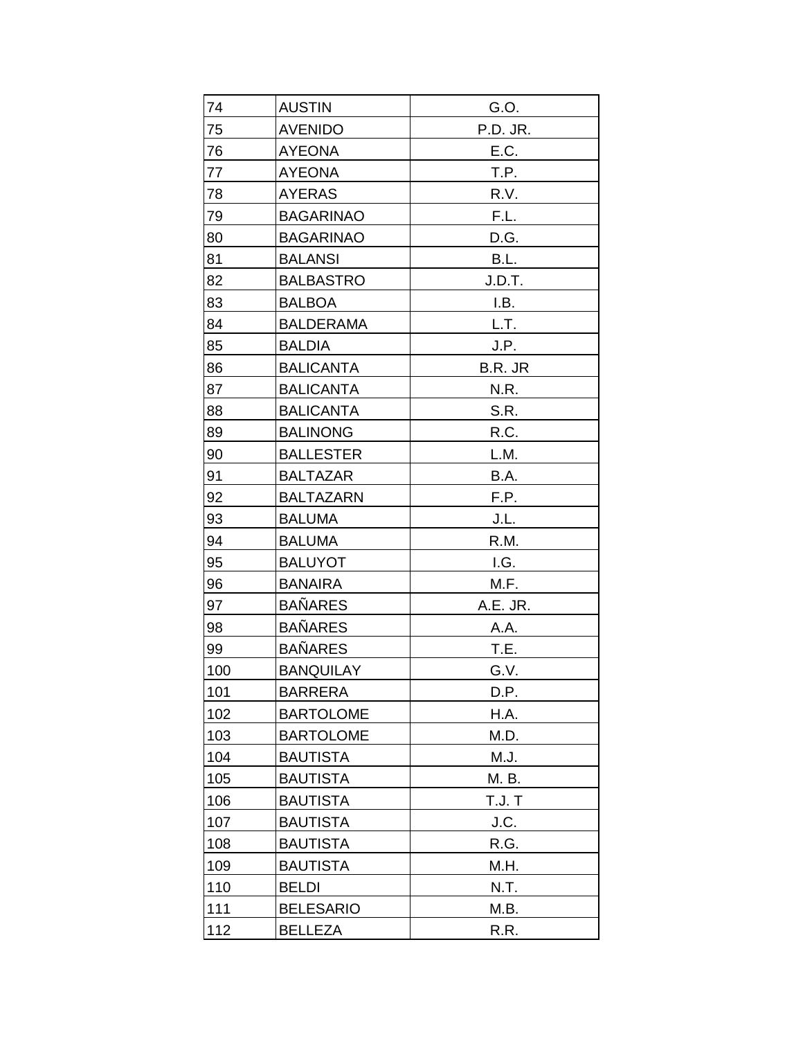| 74 | AUSTIN | G.O. |
|---|---|---|
| 75 | AVENIDO | P.D. JR. |
| 76 | AYEONA | E.C. |
| 77 | AYEONA | T.P. |
| 78 | AYERAS | R.V. |
| 79 | BAGARINAO | F.L. |
| 80 | BAGARINAO | D.G. |
| 81 | BALANSI | B.L. |
| 82 | BALBASTRO | J.D.T. |
| 83 | BALBOA | I.B. |
| 84 | BALDERAMA | L.T. |
| 85 | BALDIA | J.P. |
| 86 | BALICANTA | B.R. JR |
| 87 | BALICANTA | N.R. |
| 88 | BALICANTA | S.R. |
| 89 | BALINONG | R.C. |
| 90 | BALLESTER | L.M. |
| 91 | BALTAZAR | B.A. |
| 92 | BALTAZARN | F.P. |
| 93 | BALUMA | J.L. |
| 94 | BALUMA | R.M. |
| 95 | BALUYOT | I.G. |
| 96 | BANAIRA | M.F. |
| 97 | BAÑARES | A.E. JR. |
| 98 | BAÑARES | A.A. |
| 99 | BAÑARES | T.E. |
| 100 | BANQUILAY | G.V. |
| 101 | BARRERA | D.P. |
| 102 | BARTOLOME | H.A. |
| 103 | BARTOLOME | M.D. |
| 104 | BAUTISTA | M.J. |
| 105 | BAUTISTA | M. B. |
| 106 | BAUTISTA | T.J. T |
| 107 | BAUTISTA | J.C. |
| 108 | BAUTISTA | R.G. |
| 109 | BAUTISTA | M.H. |
| 110 | BELDI | N.T. |
| 111 | BELESARIO | M.B. |
| 112 | BELLEZA | R.R. |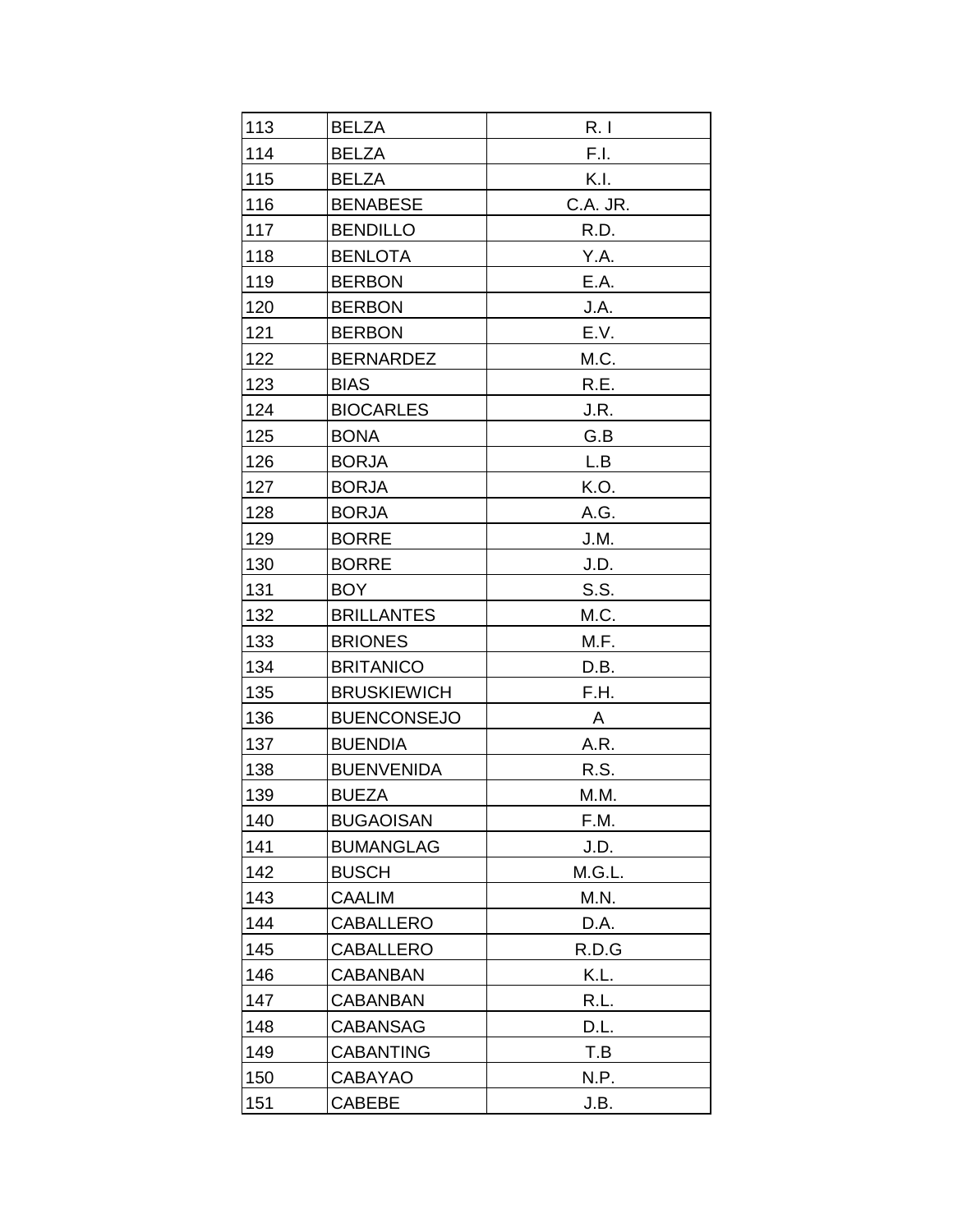| 113 | BELZA | R. I |
|---|---|---|
| 114 | BELZA | F.I. |
| 115 | BELZA | K.I. |
| 116 | BENABESE | C.A. JR. |
| 117 | BENDILLO | R.D. |
| 118 | BENLOTA | Y.A. |
| 119 | BERBON | E.A. |
| 120 | BERBON | J.A. |
| 121 | BERBON | E.V. |
| 122 | BERNARDEZ | M.C. |
| 123 | BIAS | R.E. |
| 124 | BIOCARLES | J.R. |
| 125 | BONA | G.B |
| 126 | BORJA | L.B |
| 127 | BORJA | K.O. |
| 128 | BORJA | A.G. |
| 129 | BORRE | J.M. |
| 130 | BORRE | J.D. |
| 131 | BOY | S.S. |
| 132 | BRILLANTES | M.C. |
| 133 | BRIONES | M.F. |
| 134 | BRITANICO | D.B. |
| 135 | BRUSKIEWICH | F.H. |
| 136 | BUENCONSEJO | A |
| 137 | BUENDIA | A.R. |
| 138 | BUENVENIDA | R.S. |
| 139 | BUEZA | M.M. |
| 140 | BUGAOISAN | F.M. |
| 141 | BUMANGLAG | J.D. |
| 142 | BUSCH | M.G.L. |
| 143 | CAALIM | M.N. |
| 144 | CABALLERO | D.A. |
| 145 | CABALLERO | R.D.G |
| 146 | CABANBAN | K.L. |
| 147 | CABANBAN | R.L. |
| 148 | CABANSAG | D.L. |
| 149 | CABANTING | T.B |
| 150 | CABAYAO | N.P. |
| 151 | CABEBE | J.B. |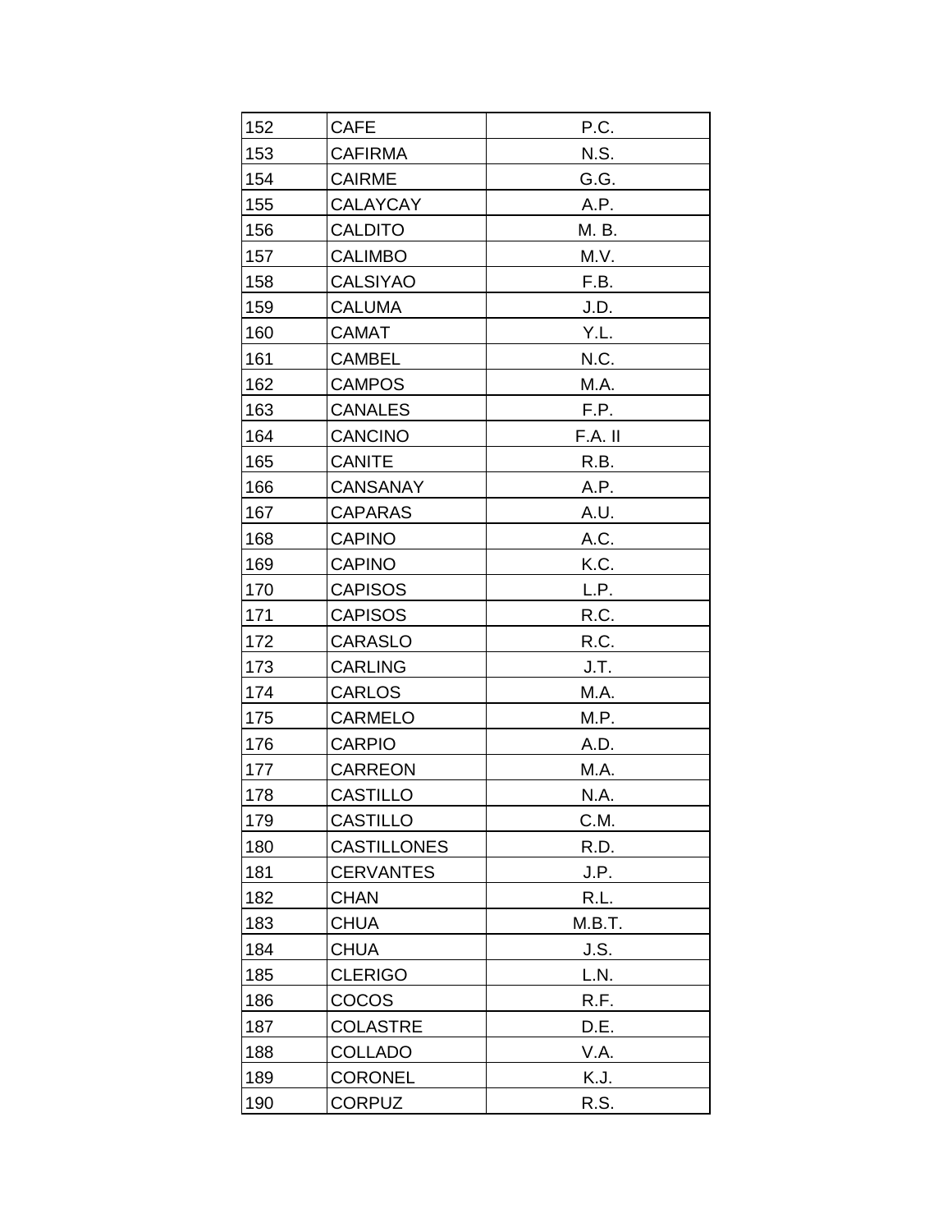| 152 | CAFE | P.C. |
|---|---|---|
| 153 | CAFIRMA | N.S. |
| 154 | CAIRME | G.G. |
| 155 | CALAYCAY | A.P. |
| 156 | CALDITO | M. B. |
| 157 | CALIMBO | M.V. |
| 158 | CALSIYAO | F.B. |
| 159 | CALUMA | J.D. |
| 160 | CAMAT | Y.L. |
| 161 | CAMBEL | N.C. |
| 162 | CAMPOS | M.A. |
| 163 | CANALES | F.P. |
| 164 | CANCINO | F.A. II |
| 165 | CANITE | R.B. |
| 166 | CANSANAY | A.P. |
| 167 | CAPARAS | A.U. |
| 168 | CAPINO | A.C. |
| 169 | CAPINO | K.C. |
| 170 | CAPISOS | L.P. |
| 171 | CAPISOS | R.C. |
| 172 | CARASLO | R.C. |
| 173 | CARLING | J.T. |
| 174 | CARLOS | M.A. |
| 175 | CARMELO | M.P. |
| 176 | CARPIO | A.D. |
| 177 | CARREON | M.A. |
| 178 | CASTILLO | N.A. |
| 179 | CASTILLO | C.M. |
| 180 | CASTILLONES | R.D. |
| 181 | CERVANTES | J.P. |
| 182 | CHAN | R.L. |
| 183 | CHUA | M.B.T. |
| 184 | CHUA | J.S. |
| 185 | CLERIGO | L.N. |
| 186 | COCOS | R.F. |
| 187 | COLASTRE | D.E. |
| 188 | COLLADO | V.A. |
| 189 | CORONEL | K.J. |
| 190 | CORPUZ | R.S. |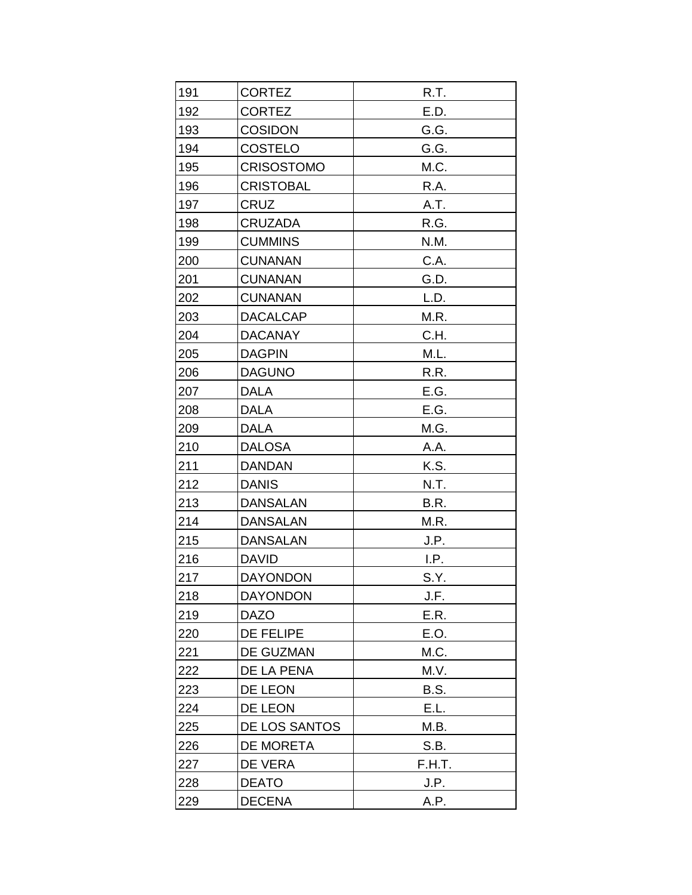| | | |
|---|---|---|
| 191 | CORTEZ | R.T. |
| 192 | CORTEZ | E.D. |
| 193 | COSIDON | G.G. |
| 194 | COSTELO | G.G. |
| 195 | CRISOSTOMO | M.C. |
| 196 | CRISTOBAL | R.A. |
| 197 | CRUZ | A.T. |
| 198 | CRUZADA | R.G. |
| 199 | CUMMINS | N.M. |
| 200 | CUNANAN | C.A. |
| 201 | CUNANAN | G.D. |
| 202 | CUNANAN | L.D. |
| 203 | DACALCAP | M.R. |
| 204 | DACANAY | C.H. |
| 205 | DAGPIN | M.L. |
| 206 | DAGUNO | R.R. |
| 207 | DALA | E.G. |
| 208 | DALA | E.G. |
| 209 | DALA | M.G. |
| 210 | DALOSA | A.A. |
| 211 | DANDAN | K.S. |
| 212 | DANIS | N.T. |
| 213 | DANSALAN | B.R. |
| 214 | DANSALAN | M.R. |
| 215 | DANSALAN | J.P. |
| 216 | DAVID | I.P. |
| 217 | DAYONDON | S.Y. |
| 218 | DAYONDON | J.F. |
| 219 | DAZO | E.R. |
| 220 | DE FELIPE | E.O. |
| 221 | DE GUZMAN | M.C. |
| 222 | DE LA PENA | M.V. |
| 223 | DE LEON | B.S. |
| 224 | DE LEON | E.L. |
| 225 | DE LOS SANTOS | M.B. |
| 226 | DE MORETA | S.B. |
| 227 | DE VERA | F.H.T. |
| 228 | DEATO | J.P. |
| 229 | DECENA | A.P. |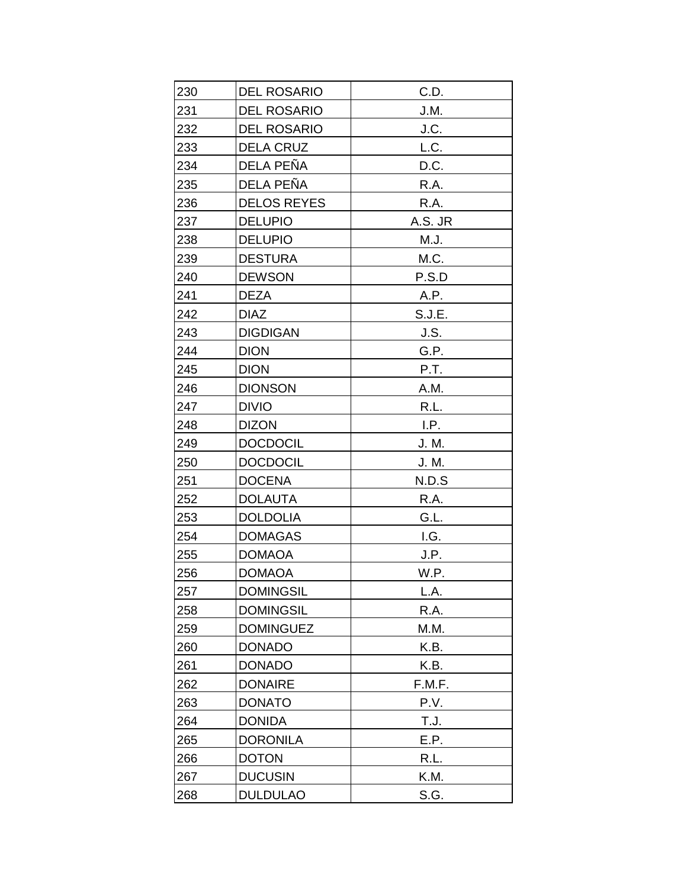| 230 | DEL ROSARIO | C.D. |
|---|---|---|
| 231 | DEL ROSARIO | J.M. |
| 232 | DEL ROSARIO | J.C. |
| 233 | DELA CRUZ | L.C. |
| 234 | DELA PEÑA | D.C. |
| 235 | DELA PEÑA | R.A. |
| 236 | DELOS REYES | R.A. |
| 237 | DELUPIO | A.S. JR |
| 238 | DELUPIO | M.J. |
| 239 | DESTURA | M.C. |
| 240 | DEWSON | P.S.D |
| 241 | DEZA | A.P. |
| 242 | DIAZ | S.J.E. |
| 243 | DIGDIGAN | J.S. |
| 244 | DION | G.P. |
| 245 | DION | P.T. |
| 246 | DIONSON | A.M. |
| 247 | DIVIO | R.L. |
| 248 | DIZON | I.P. |
| 249 | DOCDOCIL | J. M. |
| 250 | DOCDOCIL | J. M. |
| 251 | DOCENA | N.D.S |
| 252 | DOLAUTA | R.A. |
| 253 | DOLDOLIA | G.L. |
| 254 | DOMAGAS | I.G. |
| 255 | DOMAOA | J.P. |
| 256 | DOMAOA | W.P. |
| 257 | DOMINGSIL | L.A. |
| 258 | DOMINGSIL | R.A. |
| 259 | DOMINGUEZ | M.M. |
| 260 | DONADO | K.B. |
| 261 | DONADO | K.B. |
| 262 | DONAIRE | F.M.F. |
| 263 | DONATO | P.V. |
| 264 | DONIDA | T.J. |
| 265 | DORONILA | E.P. |
| 266 | DOTON | R.L. |
| 267 | DUCUSIN | K.M. |
| 268 | DULDULAO | S.G. |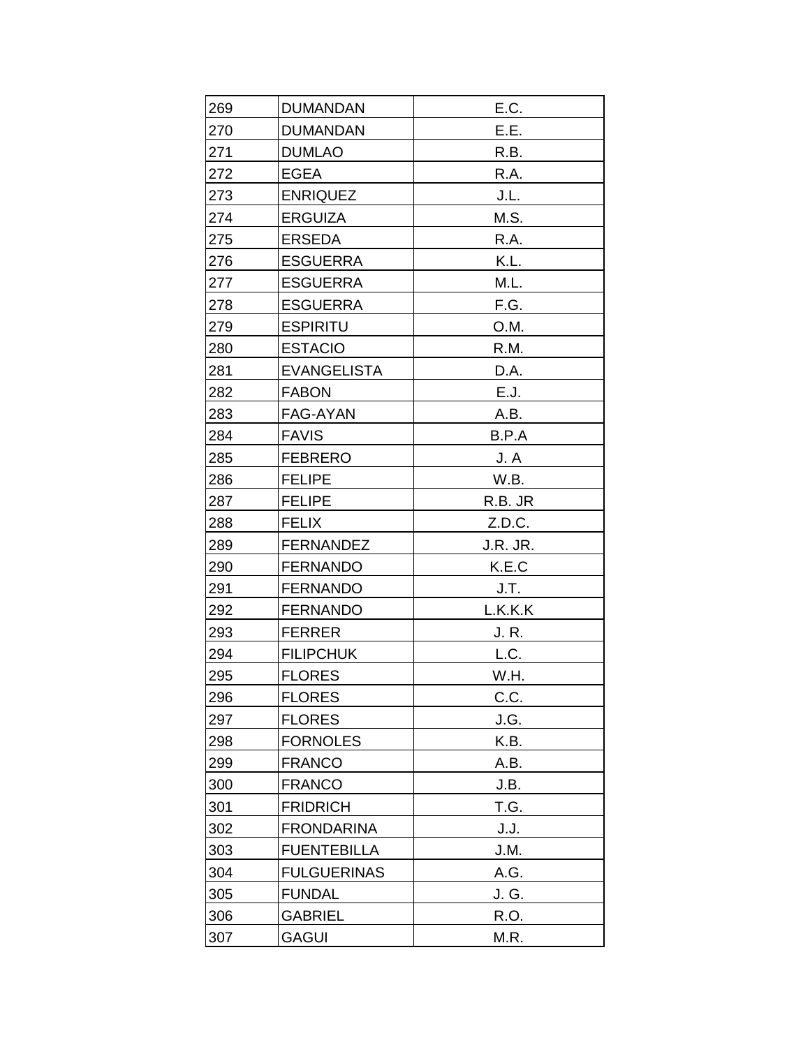| 269 | DUMANDAN | E.C. |
|---|---|---|
| 270 | DUMANDAN | E.E. |
| 271 | DUMLAO | R.B. |
| 272 | EGEA | R.A. |
| 273 | ENRIQUEZ | J.L. |
| 274 | ERGUIZA | M.S. |
| 275 | ERSEDA | R.A. |
| 276 | ESGUERRA | K.L. |
| 277 | ESGUERRA | M.L. |
| 278 | ESGUERRA | F.G. |
| 279 | ESPIRITU | O.M. |
| 280 | ESTACIO | R.M. |
| 281 | EVANGELISTA | D.A. |
| 282 | FABON | E.J. |
| 283 | FAG-AYAN | A.B. |
| 284 | FAVIS | B.P.A |
| 285 | FEBRERO | J. A |
| 286 | FELIPE | W.B. |
| 287 | FELIPE | R.B. JR |
| 288 | FELIX | Z.D.C. |
| 289 | FERNANDEZ | J.R. JR. |
| 290 | FERNANDO | K.E.C |
| 291 | FERNANDO | J.T. |
| 292 | FERNANDO | L.K.K.K |
| 293 | FERRER | J. R. |
| 294 | FILIPCHUK | L.C. |
| 295 | FLORES | W.H. |
| 296 | FLORES | C.C. |
| 297 | FLORES | J.G. |
| 298 | FORNOLES | K.B. |
| 299 | FRANCO | A.B. |
| 300 | FRANCO | J.B. |
| 301 | FRIDRICH | T.G. |
| 302 | FRONDARINA | J.J. |
| 303 | FUENTEBILLA | J.M. |
| 304 | FULGUERINAS | A.G. |
| 305 | FUNDAL | J. G. |
| 306 | GABRIEL | R.O. |
| 307 | GAGUI | M.R. |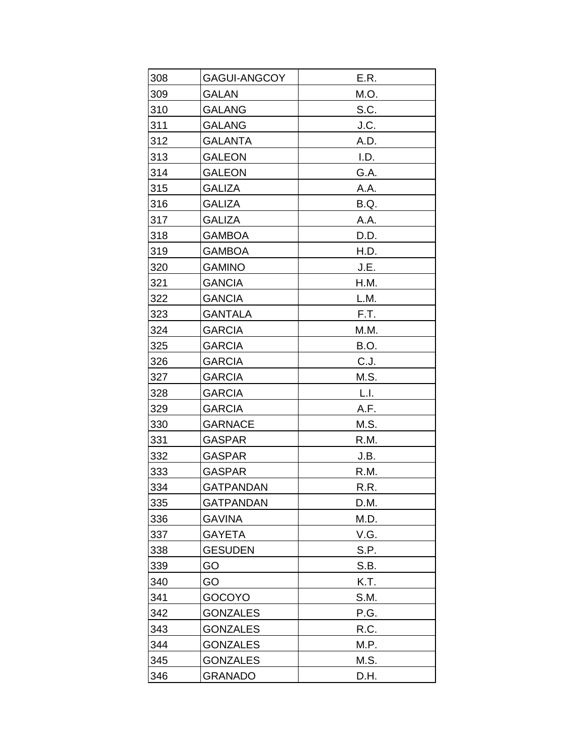| 308 | GAGUI-ANGCOY | E.R. |
|---|---|---|
| 309 | GALAN | M.O. |
| 310 | GALANG | S.C. |
| 311 | GALANG | J.C. |
| 312 | GALANTA | A.D. |
| 313 | GALEON | I.D. |
| 314 | GALEON | G.A. |
| 315 | GALIZA | A.A. |
| 316 | GALIZA | B.Q. |
| 317 | GALIZA | A.A. |
| 318 | GAMBOA | D.D. |
| 319 | GAMBOA | H.D. |
| 320 | GAMINO | J.E. |
| 321 | GANCIA | H.M. |
| 322 | GANCIA | L.M. |
| 323 | GANTALA | F.T. |
| 324 | GARCIA | M.M. |
| 325 | GARCIA | B.O. |
| 326 | GARCIA | C.J. |
| 327 | GARCIA | M.S. |
| 328 | GARCIA | L.I. |
| 329 | GARCIA | A.F. |
| 330 | GARNACE | M.S. |
| 331 | GASPAR | R.M. |
| 332 | GASPAR | J.B. |
| 333 | GASPAR | R.M. |
| 334 | GATPANDAN | R.R. |
| 335 | GATPANDAN | D.M. |
| 336 | GAVINA | M.D. |
| 337 | GAYETA | V.G. |
| 338 | GESUDEN | S.P. |
| 339 | GO | S.B. |
| 340 | GO | K.T. |
| 341 | GOCOYO | S.M. |
| 342 | GONZALES | P.G. |
| 343 | GONZALES | R.C. |
| 344 | GONZALES | M.P. |
| 345 | GONZALES | M.S. |
| 346 | GRANADO | D.H. |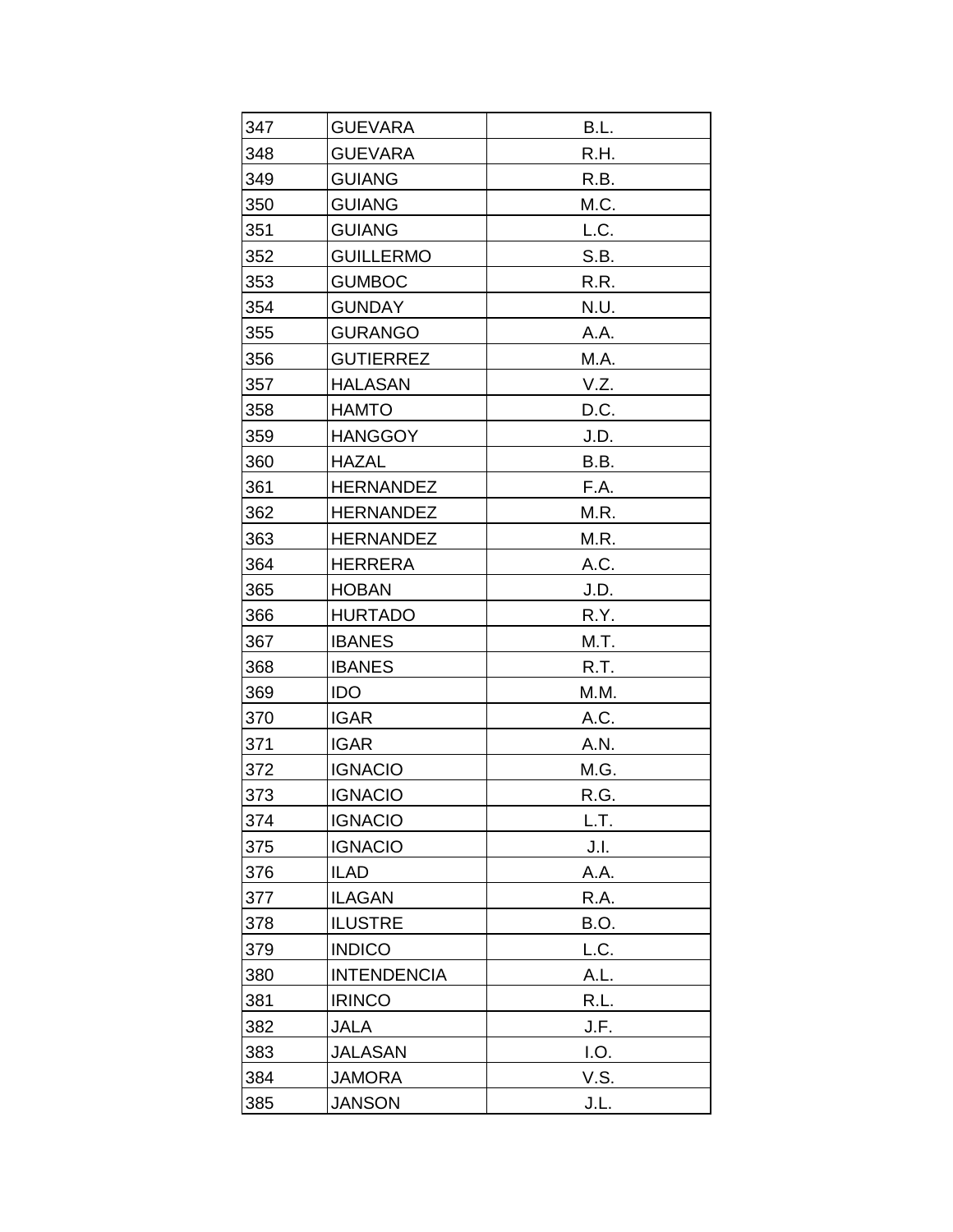| 347 | GUEVARA | B.L. |
|---|---|---|
| 348 | GUEVARA | R.H. |
| 349 | GUIANG | R.B. |
| 350 | GUIANG | M.C. |
| 351 | GUIANG | L.C. |
| 352 | GUILLERMO | S.B. |
| 353 | GUMBOC | R.R. |
| 354 | GUNDAY | N.U. |
| 355 | GURANGO | A.A. |
| 356 | GUTIERREZ | M.A. |
| 357 | HALASAN | V.Z. |
| 358 | HAMTO | D.C. |
| 359 | HANGGOY | J.D. |
| 360 | HAZAL | B.B. |
| 361 | HERNANDEZ | F.A. |
| 362 | HERNANDEZ | M.R. |
| 363 | HERNANDEZ | M.R. |
| 364 | HERRERA | A.C. |
| 365 | HOBAN | J.D. |
| 366 | HURTADO | R.Y. |
| 367 | IBANES | M.T. |
| 368 | IBANES | R.T. |
| 369 | IDO | M.M. |
| 370 | IGAR | A.C. |
| 371 | IGAR | A.N. |
| 372 | IGNACIO | M.G. |
| 373 | IGNACIO | R.G. |
| 374 | IGNACIO | L.T. |
| 375 | IGNACIO | J.I. |
| 376 | ILAD | A.A. |
| 377 | ILAGAN | R.A. |
| 378 | ILUSTRE | B.O. |
| 379 | INDICO | L.C. |
| 380 | INTENDENCIA | A.L. |
| 381 | IRINCO | R.L. |
| 382 | JALA | J.F. |
| 383 | JALASAN | I.O. |
| 384 | JAMORA | V.S. |
| 385 | JANSON | J.L. |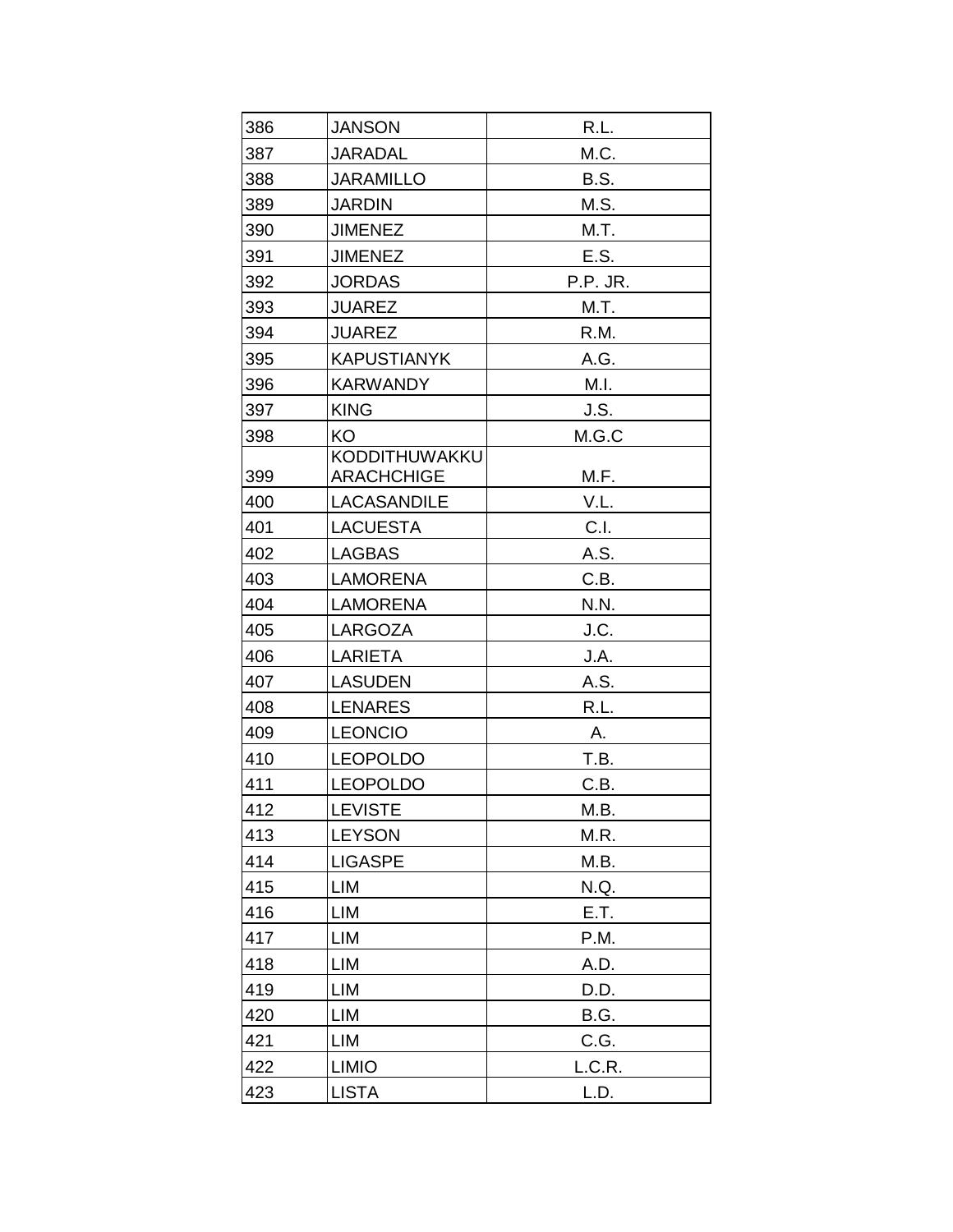| 386 | JANSON | R.L. |
|---|---|---|
| 387 | JARADAL | M.C. |
| 388 | JARAMILLO | B.S. |
| 389 | JARDIN | M.S. |
| 390 | JIMENEZ | M.T. |
| 391 | JIMENEZ | E.S. |
| 392 | JORDAS | P.P. JR. |
| 393 | JUAREZ | M.T. |
| 394 | JUAREZ | R.M. |
| 395 | KAPUSTIANYK | A.G. |
| 396 | KARWANDY | M.I. |
| 397 | KING | J.S. |
| 398 | KO | M.G.C |
| 399 | KODDITHUWAKKU ARACHCHIGE | M.F. |
| 400 | LACASANDILE | V.L. |
| 401 | LACUESTA | C.I. |
| 402 | LAGBAS | A.S. |
| 403 | LAMORENA | C.B. |
| 404 | LAMORENA | N.N. |
| 405 | LARGOZA | J.C. |
| 406 | LARIETA | J.A. |
| 407 | LASUDEN | A.S. |
| 408 | LENARES | R.L. |
| 409 | LEONCIO | A. |
| 410 | LEOPOLDO | T.B. |
| 411 | LEOPOLDO | C.B. |
| 412 | LEVISTE | M.B. |
| 413 | LEYSON | M.R. |
| 414 | LIGASPE | M.B. |
| 415 | LIM | N.Q. |
| 416 | LIM | E.T. |
| 417 | LIM | P.M. |
| 418 | LIM | A.D. |
| 419 | LIM | D.D. |
| 420 | LIM | B.G. |
| 421 | LIM | C.G. |
| 422 | LIMIO | L.C.R. |
| 423 | LISTA | L.D. |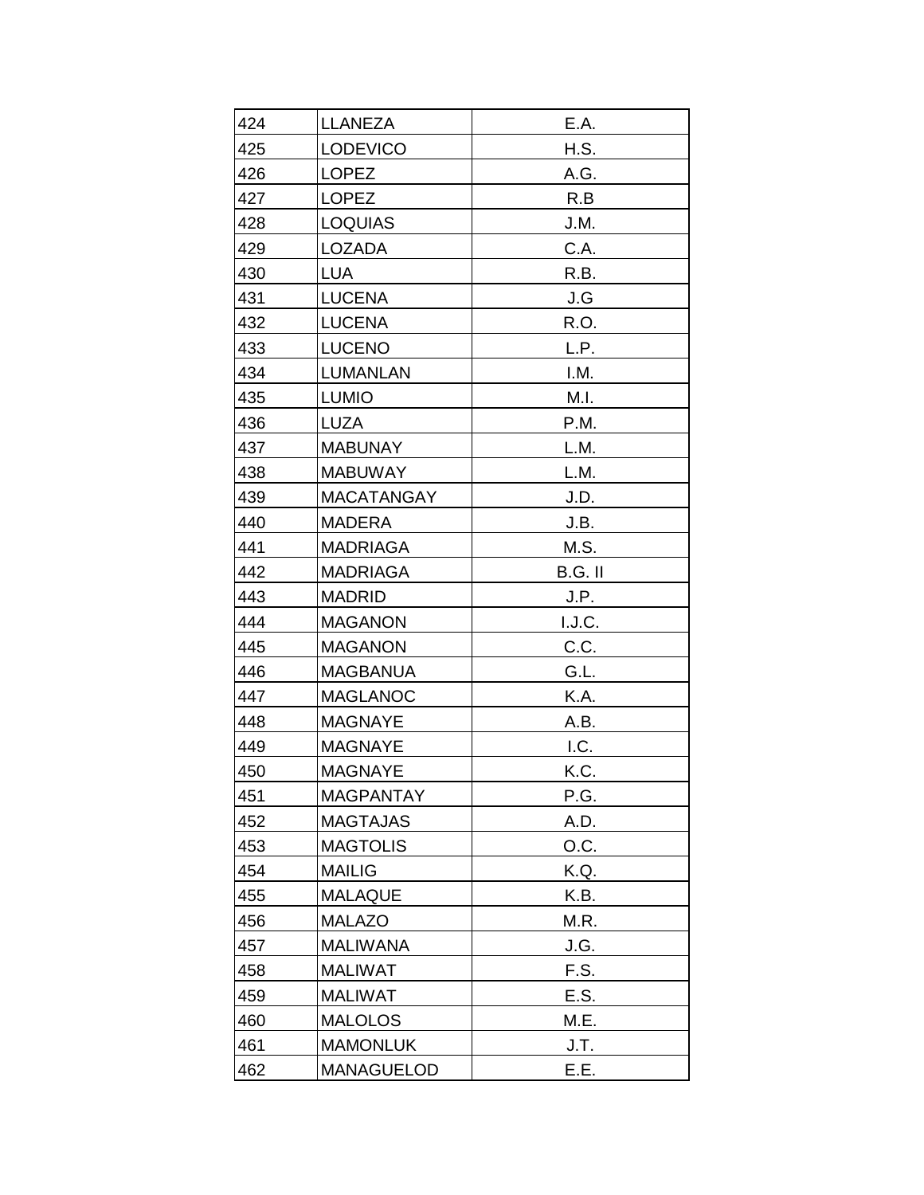| 424 | LLANEZA | E.A. |
|---|---|---|
| 425 | LODEVICO | H.S. |
| 426 | LOPEZ | A.G. |
| 427 | LOPEZ | R.B |
| 428 | LOQUIAS | J.M. |
| 429 | LOZADA | C.A. |
| 430 | LUA | R.B. |
| 431 | LUCENA | J.G |
| 432 | LUCENA | R.O. |
| 433 | LUCENO | L.P. |
| 434 | LUMANLAN | I.M. |
| 435 | LUMIO | M.I. |
| 436 | LUZA | P.M. |
| 437 | MABUNAY | L.M. |
| 438 | MABUWAY | L.M. |
| 439 | MACATANGAY | J.D. |
| 440 | MADERA | J.B. |
| 441 | MADRIAGA | M.S. |
| 442 | MADRIAGA | B.G. II |
| 443 | MADRID | J.P. |
| 444 | MAGANON | I.J.C. |
| 445 | MAGANON | C.C. |
| 446 | MAGBANUA | G.L. |
| 447 | MAGLANOC | K.A. |
| 448 | MAGNAYE | A.B. |
| 449 | MAGNAYE | I.C. |
| 450 | MAGNAYE | K.C. |
| 451 | MAGPANTAY | P.G. |
| 452 | MAGTAJAS | A.D. |
| 453 | MAGTOLIS | O.C. |
| 454 | MAILIG | K.Q. |
| 455 | MALAQUE | K.B. |
| 456 | MALAZO | M.R. |
| 457 | MALIWANA | J.G. |
| 458 | MALIWAT | F.S. |
| 459 | MALIWAT | E.S. |
| 460 | MALOLOS | M.E. |
| 461 | MAMONLUK | J.T. |
| 462 | MANAGUELOD | E.E. |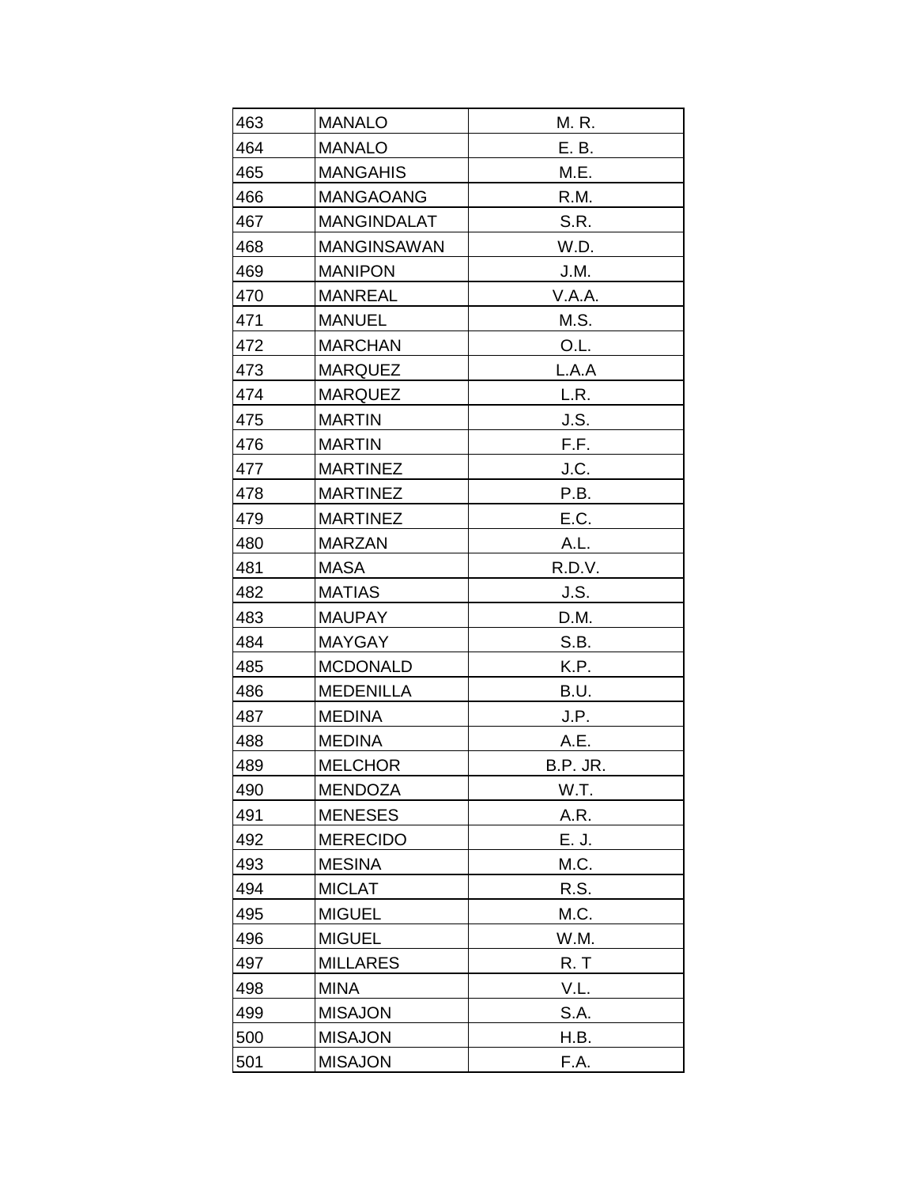| 463 | MANALO | M. R. |
|---|---|---|
| 464 | MANALO | E. B. |
| 465 | MANGAHIS | M.E. |
| 466 | MANGAOANG | R.M. |
| 467 | MANGINDALAT | S.R. |
| 468 | MANGINSAWAN | W.D. |
| 469 | MANIPON | J.M. |
| 470 | MANREAL | V.A.A. |
| 471 | MANUEL | M.S. |
| 472 | MARCHAN | O.L. |
| 473 | MARQUEZ | L.A.A |
| 474 | MARQUEZ | L.R. |
| 475 | MARTIN | J.S. |
| 476 | MARTIN | F.F. |
| 477 | MARTINEZ | J.C. |
| 478 | MARTINEZ | P.B. |
| 479 | MARTINEZ | E.C. |
| 480 | MARZAN | A.L. |
| 481 | MASA | R.D.V. |
| 482 | MATIAS | J.S. |
| 483 | MAUPAY | D.M. |
| 484 | MAYGAY | S.B. |
| 485 | MCDONALD | K.P. |
| 486 | MEDENILLA | B.U. |
| 487 | MEDINA | J.P. |
| 488 | MEDINA | A.E. |
| 489 | MELCHOR | B.P. JR. |
| 490 | MENDOZA | W.T. |
| 491 | MENESES | A.R. |
| 492 | MERECIDO | E. J. |
| 493 | MESINA | M.C. |
| 494 | MICLAT | R.S. |
| 495 | MIGUEL | M.C. |
| 496 | MIGUEL | W.M. |
| 497 | MILLARES | R. T |
| 498 | MINA | V.L. |
| 499 | MISAJON | S.A. |
| 500 | MISAJON | H.B. |
| 501 | MISAJON | F.A. |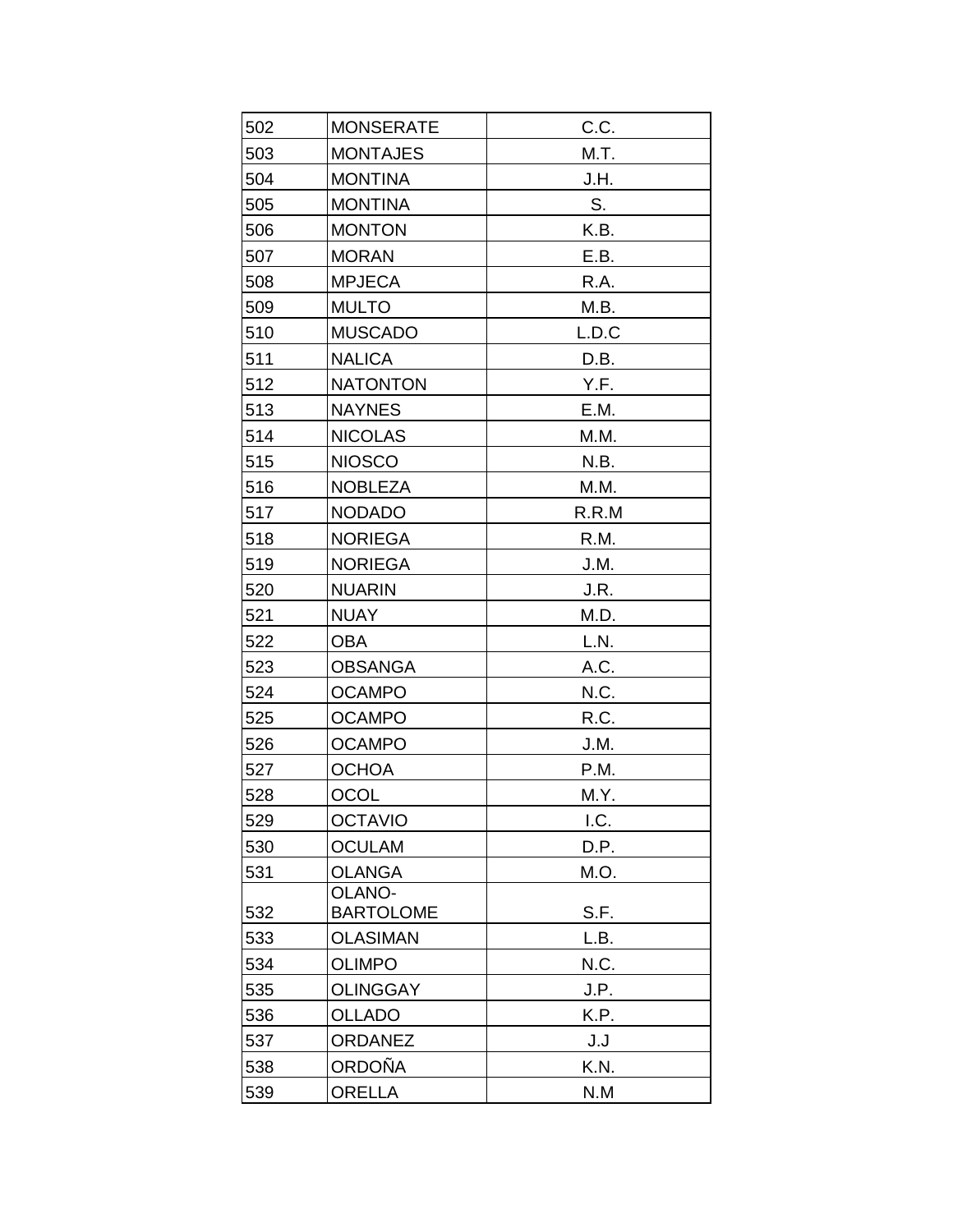| 502 | MONSERATE | C.C. |
|---|---|---|
| 503 | MONTAJES | M.T. |
| 504 | MONTINA | J.H. |
| 505 | MONTINA | S. |
| 506 | MONTON | K.B. |
| 507 | MORAN | E.B. |
| 508 | MPJECA | R.A. |
| 509 | MULTO | M.B. |
| 510 | MUSCADO | L.D.C |
| 511 | NALICA | D.B. |
| 512 | NATONTON | Y.F. |
| 513 | NAYNES | E.M. |
| 514 | NICOLAS | M.M. |
| 515 | NIOSCO | N.B. |
| 516 | NOBLEZA | M.M. |
| 517 | NODADO | R.R.M |
| 518 | NORIEGA | R.M. |
| 519 | NORIEGA | J.M. |
| 520 | NUARIN | J.R. |
| 521 | NUAY | M.D. |
| 522 | OBA | L.N. |
| 523 | OBSANGA | A.C. |
| 524 | OCAMPO | N.C. |
| 525 | OCAMPO | R.C. |
| 526 | OCAMPO | J.M. |
| 527 | OCHOA | P.M. |
| 528 | OCOL | M.Y. |
| 529 | OCTAVIO | I.C. |
| 530 | OCULAM | D.P. |
| 531 | OLANGA | M.O. |
| 532 | OLANO-BARTOLOME | S.F. |
| 533 | OLASIMAN | L.B. |
| 534 | OLIMPO | N.C. |
| 535 | OLINGGAY | J.P. |
| 536 | OLLADO | K.P. |
| 537 | ORDANEZ | J.J |
| 538 | ORDOÑA | K.N. |
| 539 | ORELLA | N.M |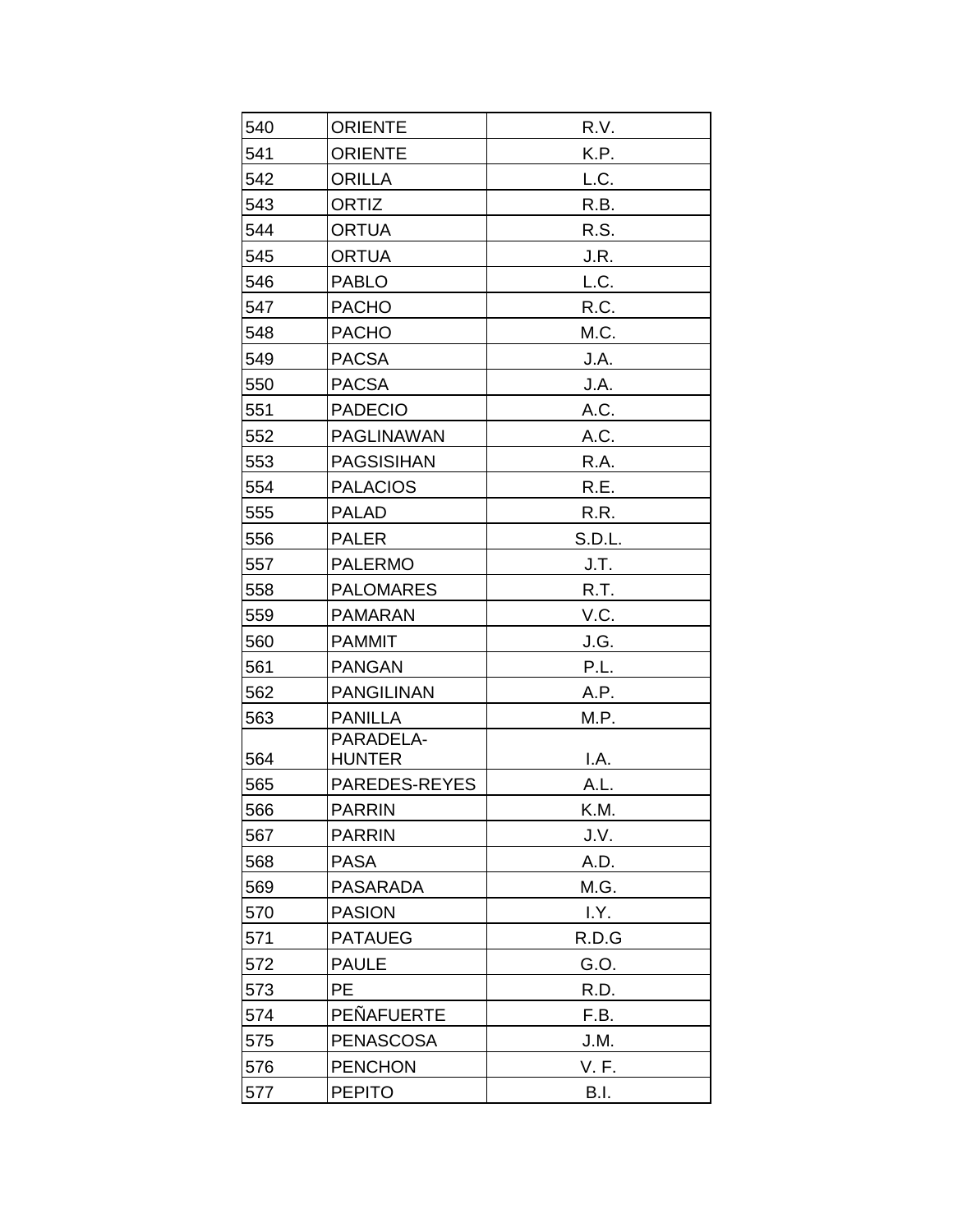| 540 | ORIENTE | R.V. |
|---|---|---|
| 541 | ORIENTE | K.P. |
| 542 | ORILLA | L.C. |
| 543 | ORTIZ | R.B. |
| 544 | ORTUA | R.S. |
| 545 | ORTUA | J.R. |
| 546 | PABLO | L.C. |
| 547 | PACHO | R.C. |
| 548 | PACHO | M.C. |
| 549 | PACSA | J.A. |
| 550 | PACSA | J.A. |
| 551 | PADECIO | A.C. |
| 552 | PAGLINAWAN | A.C. |
| 553 | PAGSISIHAN | R.A. |
| 554 | PALACIOS | R.E. |
| 555 | PALAD | R.R. |
| 556 | PALER | S.D.L. |
| 557 | PALERMO | J.T. |
| 558 | PALOMARES | R.T. |
| 559 | PAMARAN | V.C. |
| 560 | PAMMIT | J.G. |
| 561 | PANGAN | P.L. |
| 562 | PANGILINAN | A.P. |
| 563 | PANILLA | M.P. |
| 564 | PARADELA-HUNTER | I.A. |
| 565 | PAREDES-REYES | A.L. |
| 566 | PARRIN | K.M. |
| 567 | PARRIN | J.V. |
| 568 | PASA | A.D. |
| 569 | PASARADA | M.G. |
| 570 | PASION | I.Y. |
| 571 | PATAUEG | R.D.G |
| 572 | PAULE | G.O. |
| 573 | PE | R.D. |
| 574 | PEÑAFUERTE | F.B. |
| 575 | PENASCOSA | J.M. |
| 576 | PENCHON | V. F. |
| 577 | PEPITO | B.I. |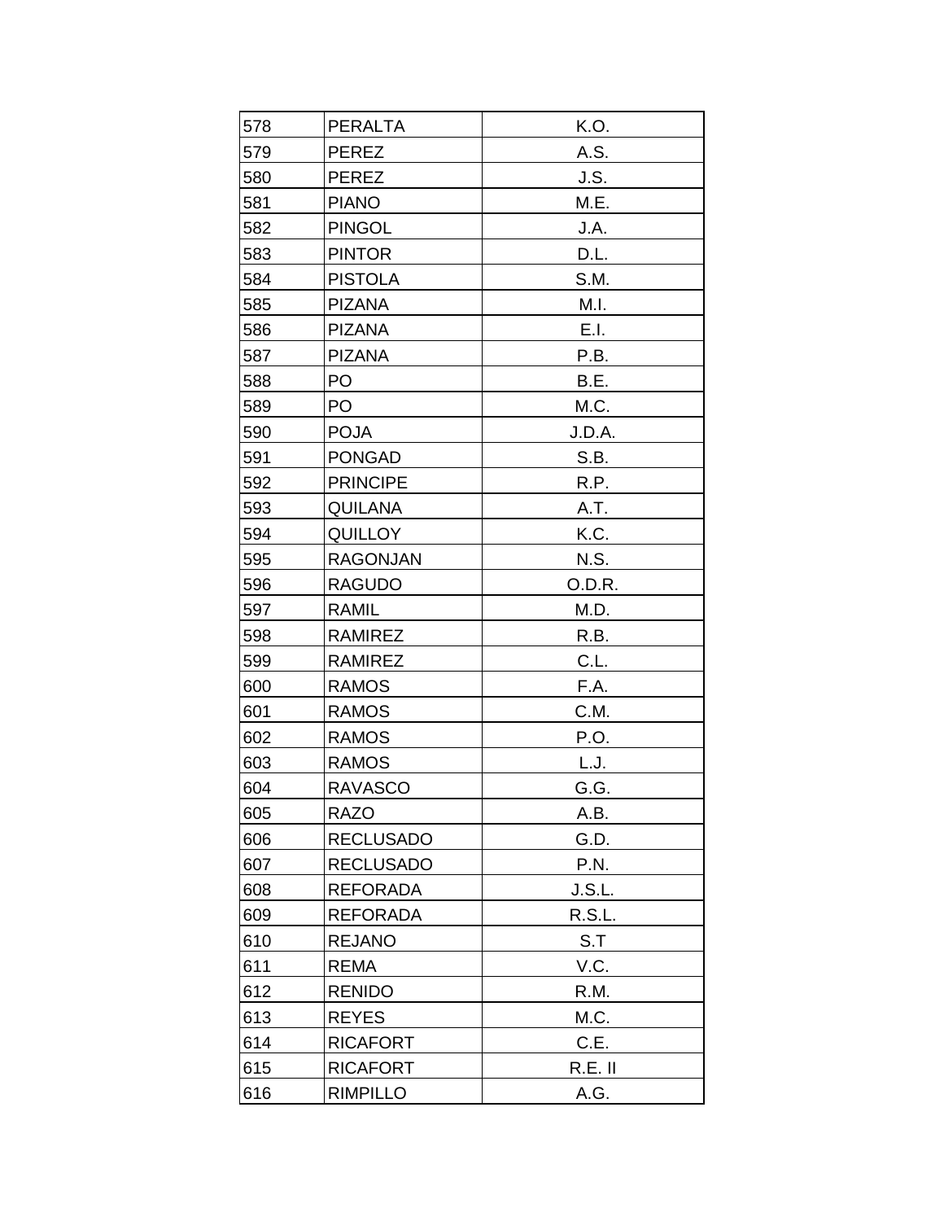| | | |
|---|---|---|
| 578 | PERALTA | K.O. |
| 579 | PEREZ | A.S. |
| 580 | PEREZ | J.S. |
| 581 | PIANO | M.E. |
| 582 | PINGOL | J.A. |
| 583 | PINTOR | D.L. |
| 584 | PISTOLA | S.M. |
| 585 | PIZANA | M.I. |
| 586 | PIZANA | E.I. |
| 587 | PIZANA | P.B. |
| 588 | PO | B.E. |
| 589 | PO | M.C. |
| 590 | POJA | J.D.A. |
| 591 | PONGAD | S.B. |
| 592 | PRINCIPE | R.P. |
| 593 | QUILANA | A.T. |
| 594 | QUILLOY | K.C. |
| 595 | RAGONJAN | N.S. |
| 596 | RAGUDO | O.D.R. |
| 597 | RAMIL | M.D. |
| 598 | RAMIREZ | R.B. |
| 599 | RAMIREZ | C.L. |
| 600 | RAMOS | F.A. |
| 601 | RAMOS | C.M. |
| 602 | RAMOS | P.O. |
| 603 | RAMOS | L.J. |
| 604 | RAVASCO | G.G. |
| 605 | RAZO | A.B. |
| 606 | RECLUSADO | G.D. |
| 607 | RECLUSADO | P.N. |
| 608 | REFORADA | J.S.L. |
| 609 | REFORADA | R.S.L. |
| 610 | REJANO | S.T |
| 611 | REMA | V.C. |
| 612 | RENIDO | R.M. |
| 613 | REYES | M.C. |
| 614 | RICAFORT | C.E. |
| 615 | RICAFORT | R.E. II |
| 616 | RIMPILLO | A.G. |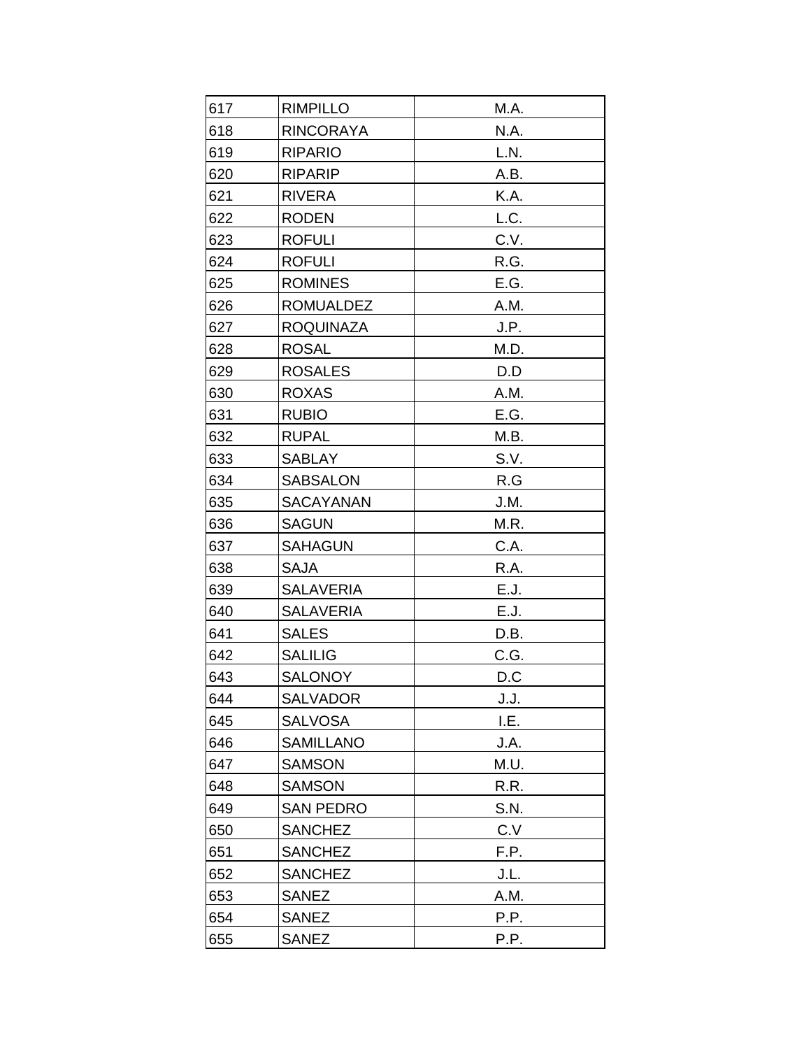| 617 | RIMPILLO | M.A. |
|---|---|---|
| 618 | RINCORAYA | N.A. |
| 619 | RIPARIO | L.N. |
| 620 | RIPARIP | A.B. |
| 621 | RIVERA | K.A. |
| 622 | RODEN | L.C. |
| 623 | ROFULI | C.V. |
| 624 | ROFULI | R.G. |
| 625 | ROMINES | E.G. |
| 626 | ROMUALDEZ | A.M. |
| 627 | ROQUINAZA | J.P. |
| 628 | ROSAL | M.D. |
| 629 | ROSALES | D.D |
| 630 | ROXAS | A.M. |
| 631 | RUBIO | E.G. |
| 632 | RUPAL | M.B. |
| 633 | SABLAY | S.V. |
| 634 | SABSALON | R.G |
| 635 | SACAYANAN | J.M. |
| 636 | SAGUN | M.R. |
| 637 | SAHAGUN | C.A. |
| 638 | SAJA | R.A. |
| 639 | SALAVERIA | E.J. |
| 640 | SALAVERIA | E.J. |
| 641 | SALES | D.B. |
| 642 | SALILIG | C.G. |
| 643 | SALONOY | D.C |
| 644 | SALVADOR | J.J. |
| 645 | SALVOSA | I.E. |
| 646 | SAMILLANO | J.A. |
| 647 | SAMSON | M.U. |
| 648 | SAMSON | R.R. |
| 649 | SAN PEDRO | S.N. |
| 650 | SANCHEZ | C.V |
| 651 | SANCHEZ | F.P. |
| 652 | SANCHEZ | J.L. |
| 653 | SANEZ | A.M. |
| 654 | SANEZ | P.P. |
| 655 | SANEZ | P.P. |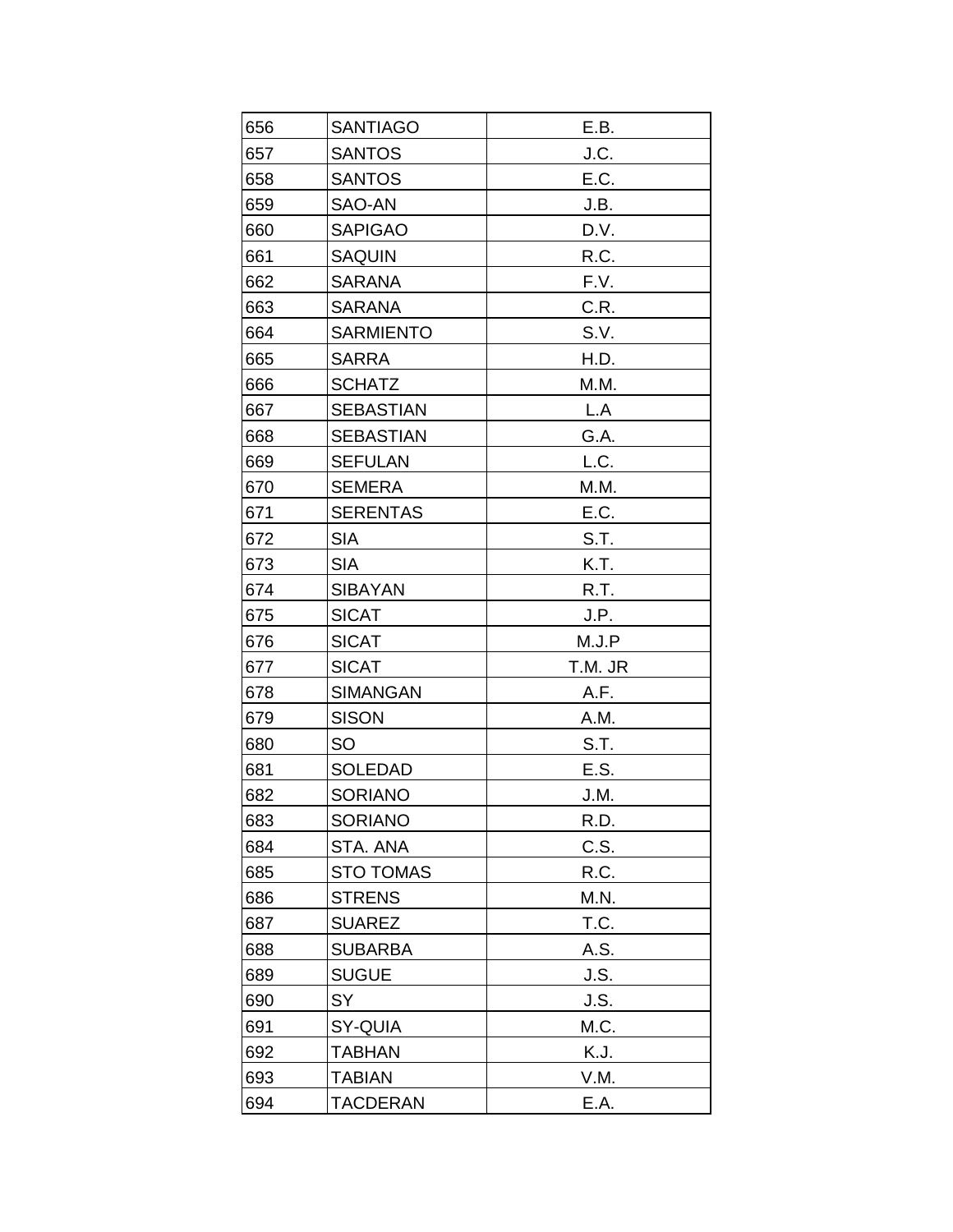| | | |
|---|---|---|
| 656 | SANTIAGO | E.B. |
| 657 | SANTOS | J.C. |
| 658 | SANTOS | E.C. |
| 659 | SAO-AN | J.B. |
| 660 | SAPIGAO | D.V. |
| 661 | SAQUIN | R.C. |
| 662 | SARANA | F.V. |
| 663 | SARANA | C.R. |
| 664 | SARMIENTO | S.V. |
| 665 | SARRA | H.D. |
| 666 | SCHATZ | M.M. |
| 667 | SEBASTIAN | L.A |
| 668 | SEBASTIAN | G.A. |
| 669 | SEFULAN | L.C. |
| 670 | SEMERA | M.M. |
| 671 | SERENTAS | E.C. |
| 672 | SIA | S.T. |
| 673 | SIA | K.T. |
| 674 | SIBAYAN | R.T. |
| 675 | SICAT | J.P. |
| 676 | SICAT | M.J.P |
| 677 | SICAT | T.M. JR |
| 678 | SIMANGAN | A.F. |
| 679 | SISON | A.M. |
| 680 | SO | S.T. |
| 681 | SOLEDAD | E.S. |
| 682 | SORIANO | J.M. |
| 683 | SORIANO | R.D. |
| 684 | STA. ANA | C.S. |
| 685 | STO TOMAS | R.C. |
| 686 | STRENS | M.N. |
| 687 | SUAREZ | T.C. |
| 688 | SUBARBA | A.S. |
| 689 | SUGUE | J.S. |
| 690 | SY | J.S. |
| 691 | SY-QUIA | M.C. |
| 692 | TABHAN | K.J. |
| 693 | TABIAN | V.M. |
| 694 | TACDERAN | E.A. |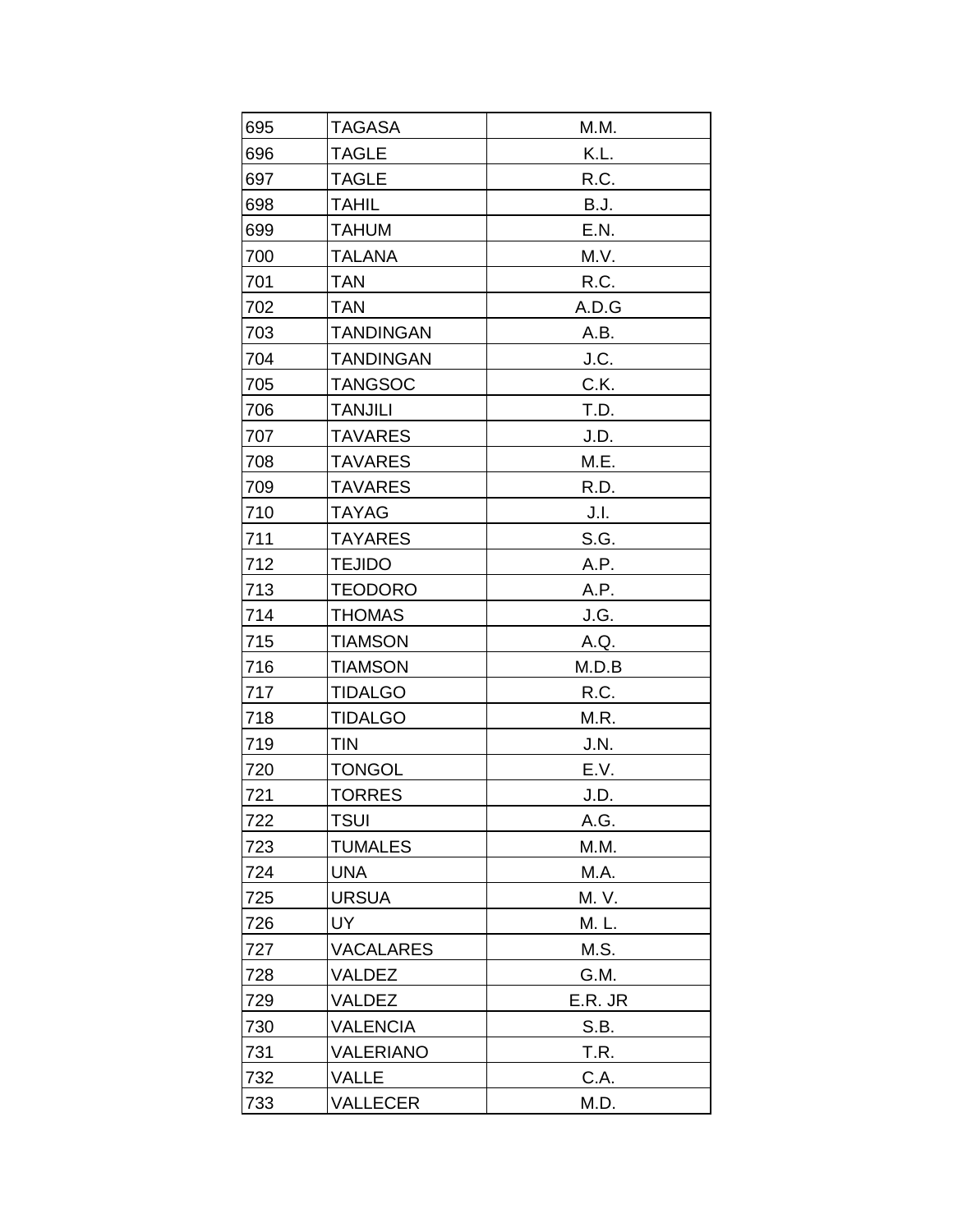| 695 | TAGASA | M.M. |
|---|---|---|
| 696 | TAGLE | K.L. |
| 697 | TAGLE | R.C. |
| 698 | TAHIL | B.J. |
| 699 | TAHUM | E.N. |
| 700 | TALANA | M.V. |
| 701 | TAN | R.C. |
| 702 | TAN | A.D.G |
| 703 | TANDINGAN | A.B. |
| 704 | TANDINGAN | J.C. |
| 705 | TANGSOC | C.K. |
| 706 | TANJILI | T.D. |
| 707 | TAVARES | J.D. |
| 708 | TAVARES | M.E. |
| 709 | TAVARES | R.D. |
| 710 | TAYAG | J.I. |
| 711 | TAYARES | S.G. |
| 712 | TEJIDO | A.P. |
| 713 | TEODORO | A.P. |
| 714 | THOMAS | J.G. |
| 715 | TIAMSON | A.Q. |
| 716 | TIAMSON | M.D.B |
| 717 | TIDALGO | R.C. |
| 718 | TIDALGO | M.R. |
| 719 | TIN | J.N. |
| 720 | TONGOL | E.V. |
| 721 | TORRES | J.D. |
| 722 | TSUI | A.G. |
| 723 | TUMALES | M.M. |
| 724 | UNA | M.A. |
| 725 | URSUA | M. V. |
| 726 | UY | M. L. |
| 727 | VACALARES | M.S. |
| 728 | VALDEZ | G.M. |
| 729 | VALDEZ | E.R. JR |
| 730 | VALENCIA | S.B. |
| 731 | VALERIANO | T.R. |
| 732 | VALLE | C.A. |
| 733 | VALLECER | M.D. |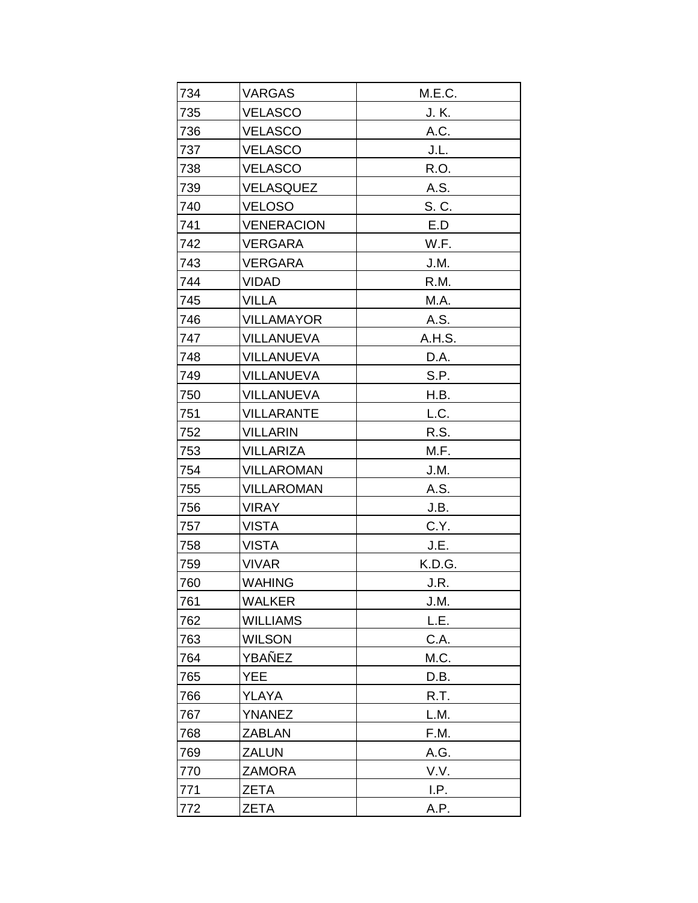| 734 | VARGAS | M.E.C. |
|---|---|---|
| 735 | VELASCO | J. K. |
| 736 | VELASCO | A.C. |
| 737 | VELASCO | J.L. |
| 738 | VELASCO | R.O. |
| 739 | VELASQUEZ | A.S. |
| 740 | VELOSO | S. C. |
| 741 | VENERACION | E.D |
| 742 | VERGARA | W.F. |
| 743 | VERGARA | J.M. |
| 744 | VIDAD | R.M. |
| 745 | VILLA | M.A. |
| 746 | VILLAMAYOR | A.S. |
| 747 | VILLANUEVA | A.H.S. |
| 748 | VILLANUEVA | D.A. |
| 749 | VILLANUEVA | S.P. |
| 750 | VILLANUEVA | H.B. |
| 751 | VILLARANTE | L.C. |
| 752 | VILLARIN | R.S. |
| 753 | VILLARIZA | M.F. |
| 754 | VILLAROMAN | J.M. |
| 755 | VILLAROMAN | A.S. |
| 756 | VIRAY | J.B. |
| 757 | VISTA | C.Y. |
| 758 | VISTA | J.E. |
| 759 | VIVAR | K.D.G. |
| 760 | WAHING | J.R. |
| 761 | WALKER | J.M. |
| 762 | WILLIAMS | L.E. |
| 763 | WILSON | C.A. |
| 764 | YBAÑEZ | M.C. |
| 765 | YEE | D.B. |
| 766 | YLAYA | R.T. |
| 767 | YNANEZ | L.M. |
| 768 | ZABLAN | F.M. |
| 769 | ZALUN | A.G. |
| 770 | ZAMORA | V.V. |
| 771 | ZETA | I.P. |
| 772 | ZETA | A.P. |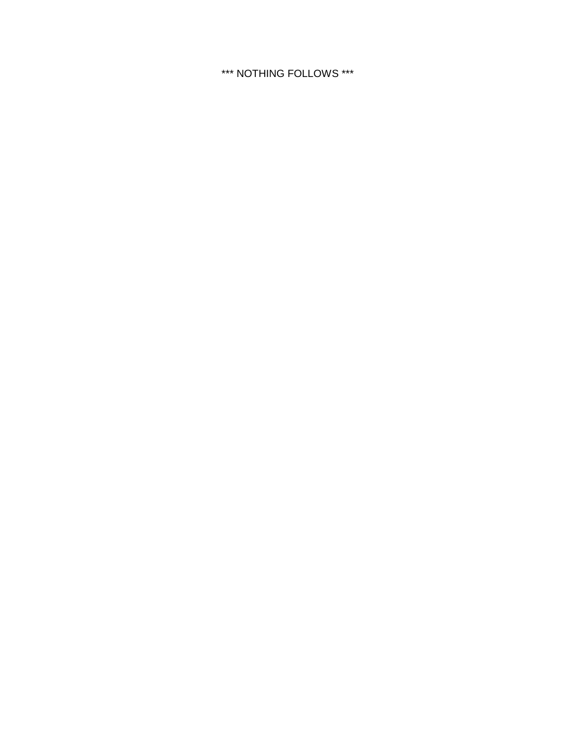*** NOTHING FOLLOWS ***